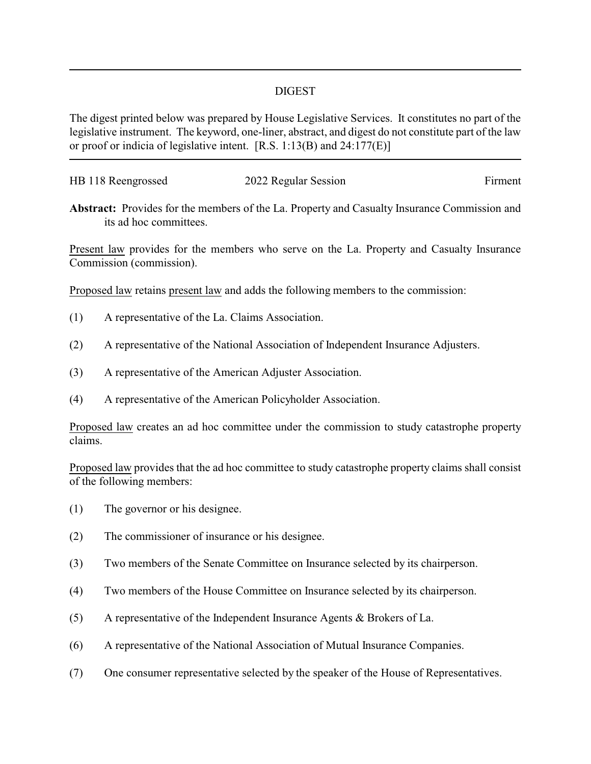## DIGEST

The digest printed below was prepared by House Legislative Services. It constitutes no part of the legislative instrument. The keyword, one-liner, abstract, and digest do not constitute part of the law or proof or indicia of legislative intent. [R.S. 1:13(B) and 24:177(E)]

HB 118 Reengrossed — 2022 Regular Session — Firment

**Abstract:** Provides for the members of the La. Property and Casualty Insurance Commission and its ad hoc committees.

Present law provides for the members who serve on the La. Property and Casualty Insurance Commission (commission).

Proposed law retains present law and adds the following members to the commission:

(1) A representative of the La. Claims Association.

(2) A representative of the National Association of Independent Insurance Adjusters.

(3) A representative of the American Adjuster Association.

(4) A representative of the American Policyholder Association.

Proposed law creates an ad hoc committee under the commission to study catastrophe property claims.

Proposed law provides that the ad hoc committee to study catastrophe property claims shall consist of the following members:

(1) The governor or his designee.

(2) The commissioner of insurance or his designee.

(3) Two members of the Senate Committee on Insurance selected by its chairperson.

(4) Two members of the House Committee on Insurance selected by its chairperson.

(5) A representative of the Independent Insurance Agents & Brokers of La.

(6) A representative of the National Association of Mutual Insurance Companies.

(7) One consumer representative selected by the speaker of the House of Representatives.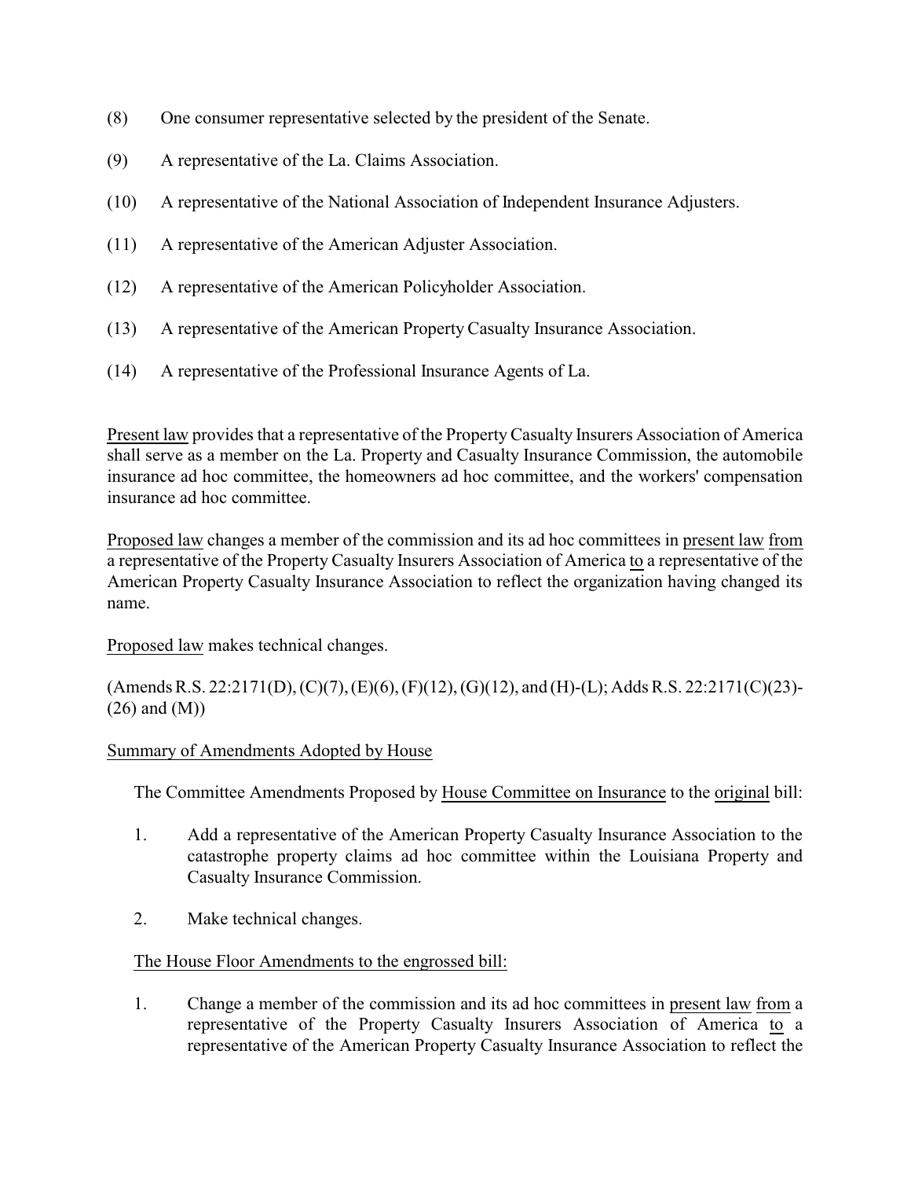(8) One consumer representative selected by the president of the Senate.

(9) A representative of the La. Claims Association.

(10) A representative of the National Association of Independent Insurance Adjusters.

(11) A representative of the American Adjuster Association.

(12) A representative of the American Policyholder Association.

(13) A representative of the American Property Casualty Insurance Association.

(14) A representative of the Professional Insurance Agents of La.

Present law provides that a representative of the Property Casualty Insurers Association of America shall serve as a member on the La. Property and Casualty Insurance Commission, the automobile insurance ad hoc committee, the homeowners ad hoc committee, and the workers' compensation insurance ad hoc committee.

Proposed law changes a member of the commission and its ad hoc committees in present law from a representative of the Property Casualty Insurers Association of America to a representative of the American Property Casualty Insurance Association to reflect the organization having changed its name.

Proposed law makes technical changes.

(Amends R.S. 22:2171(D), (C)(7), (E)(6), (F)(12), (G)(12), and (H)-(L); Adds R.S. 22:2171(C)(23)-(26) and (M))

Summary of Amendments Adopted by House

The Committee Amendments Proposed by House Committee on Insurance to the original bill:

1. Add a representative of the American Property Casualty Insurance Association to the catastrophe property claims ad hoc committee within the Louisiana Property and Casualty Insurance Commission.

2. Make technical changes.

The House Floor Amendments to the engrossed bill:

1. Change a member of the commission and its ad hoc committees in present law from a representative of the Property Casualty Insurers Association of America to a representative of the American Property Casualty Insurance Association to reflect the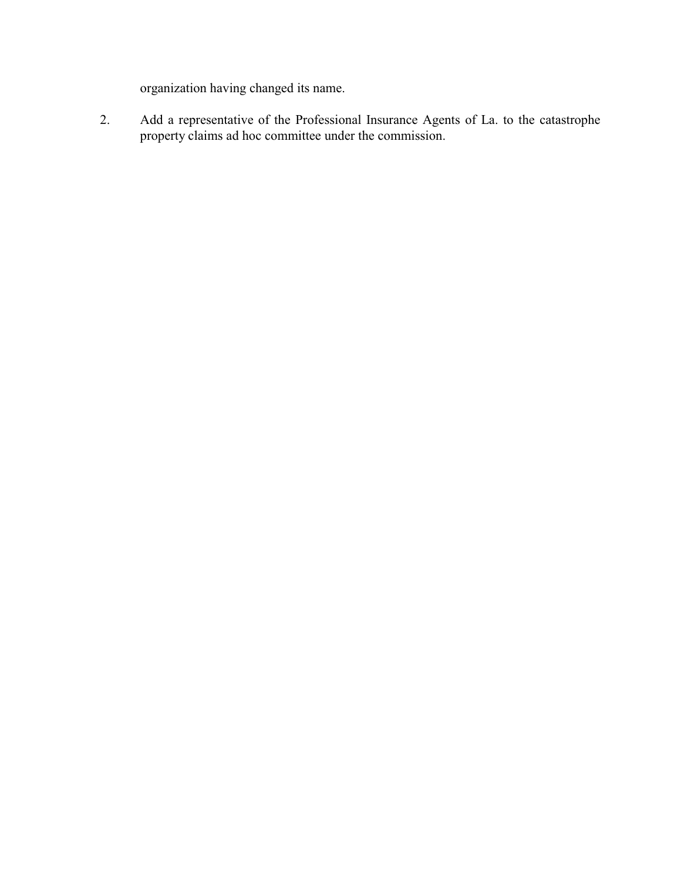organization having changed its name.

2. Add a representative of the Professional Insurance Agents of La. to the catastrophe property claims ad hoc committee under the commission.